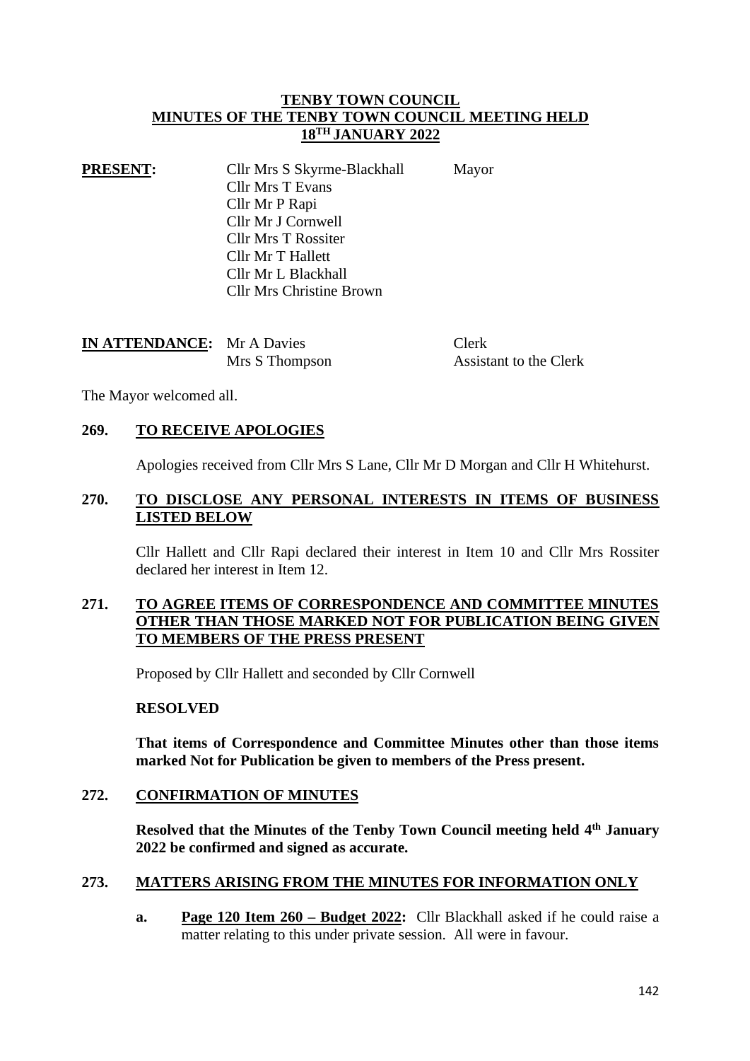# TENBY TOWN COUNCIL
## MINUTES OF THE TENBY TOWN COUNCIL MEETING HELD 18TH JANUARY 2022

**PRESENT:**

| | | |
|---|---|---|
| Cllr Mrs S Skyrme-Blackhall | Mayor |
| Cllr Mrs T Evans | |
| Cllr Mr P Rapi | |
| Cllr Mr J Cornwell | |
| Cllr Mrs T Rossiter | |
| Cllr Mr T Hallett | |
| Cllr Mr L Blackhall | |
| Cllr Mrs Christine Brown | |

**IN ATTENDANCE:**

| | |
|---|---|
| Mr A Davies | Clerk |
| Mrs S Thompson | Assistant to the Clerk |

The Mayor welcomed all.

**269. TO RECEIVE APOLOGIES**

Apologies received from Cllr Mrs S Lane, Cllr Mr D Morgan and Cllr H Whitehurst.

**270. TO DISCLOSE ANY PERSONAL INTERESTS IN ITEMS OF BUSINESS LISTED BELOW**

Cllr Hallett and Cllr Rapi declared their interest in Item 10 and Cllr Mrs Rossiter declared her interest in Item 12.

**271. TO AGREE ITEMS OF CORRESPONDENCE AND COMMITTEE MINUTES OTHER THAN THOSE MARKED NOT FOR PUBLICATION BEING GIVEN TO MEMBERS OF THE PRESS PRESENT**

Proposed by Cllr Hallett and seconded by Cllr Cornwell

**RESOLVED**

**That items of Correspondence and Committee Minutes other than those items marked Not for Publication be given to members of the Press present.**

**272. CONFIRMATION OF MINUTES**

**Resolved that the Minutes of the Tenby Town Council meeting held 4th January 2022 be confirmed and signed as accurate.**

**273. MATTERS ARISING FROM THE MINUTES FOR INFORMATION ONLY**

a. **Page 120 Item 260 – Budget 2022:** Cllr Blackhall asked if he could raise a matter relating to this under private session. All were in favour.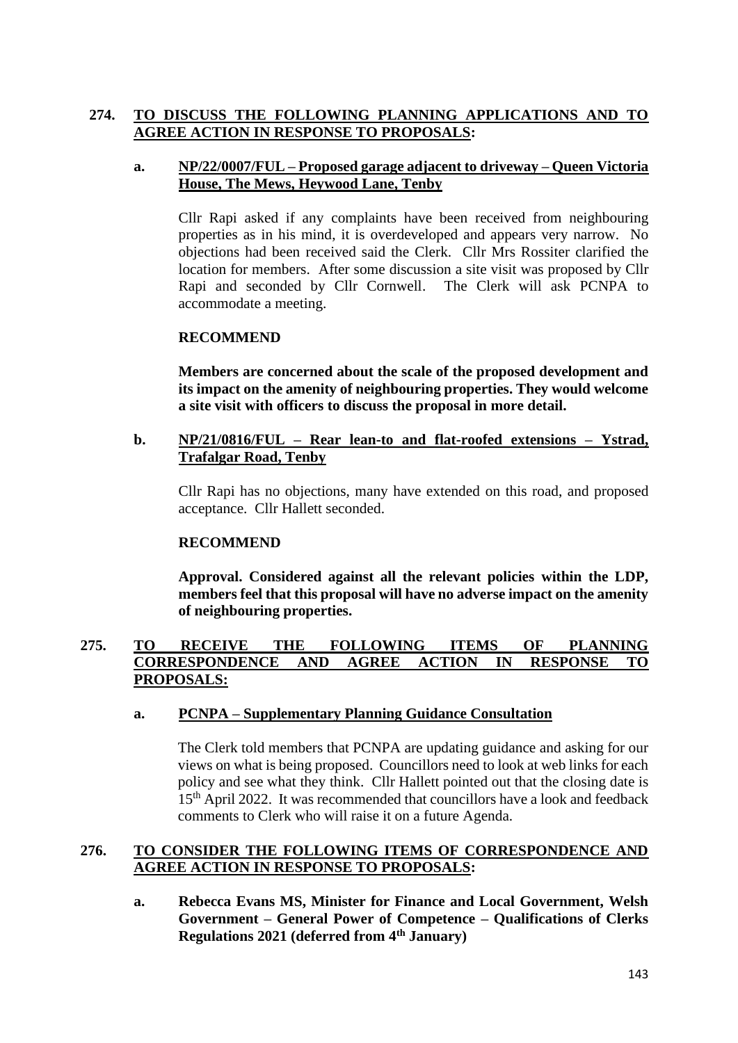**274. TO DISCUSS THE FOLLOWING PLANNING APPLICATIONS AND TO AGREE ACTION IN RESPONSE TO PROPOSALS:**

**a. NP/22/0007/FUL – Proposed garage adjacent to driveway – Queen Victoria House, The Mews, Heywood Lane, Tenby**

Cllr Rapi asked if any complaints have been received from neighbouring properties as in his mind, it is overdeveloped and appears very narrow. No objections had been received said the Clerk. Cllr Mrs Rossiter clarified the location for members. After some discussion a site visit was proposed by Cllr Rapi and seconded by Cllr Cornwell. The Clerk will ask PCNPA to accommodate a meeting.

**RECOMMEND**

**Members are concerned about the scale of the proposed development and its impact on the amenity of neighbouring properties. They would welcome a site visit with officers to discuss the proposal in more detail.**

**b. NP/21/0816/FUL – Rear lean-to and flat-roofed extensions – Ystrad, Trafalgar Road, Tenby**

Cllr Rapi has no objections, many have extended on this road, and proposed acceptance. Cllr Hallett seconded.

**RECOMMEND**

**Approval. Considered against all the relevant policies within the LDP, members feel that this proposal will have no adverse impact on the amenity of neighbouring properties.**

**275. TO RECEIVE THE FOLLOWING ITEMS OF PLANNING CORRESPONDENCE AND AGREE ACTION IN RESPONSE TO PROPOSALS:**

**a. PCNPA – Supplementary Planning Guidance Consultation**

The Clerk told members that PCNPA are updating guidance and asking for our views on what is being proposed. Councillors need to look at web links for each policy and see what they think. Cllr Hallett pointed out that the closing date is 15th April 2022. It was recommended that councillors have a look and feedback comments to Clerk who will raise it on a future Agenda.

**276. TO CONSIDER THE FOLLOWING ITEMS OF CORRESPONDENCE AND AGREE ACTION IN RESPONSE TO PROPOSALS:**

**a. Rebecca Evans MS, Minister for Finance and Local Government, Welsh Government – General Power of Competence – Qualifications of Clerks Regulations 2021 (deferred from 4th January)**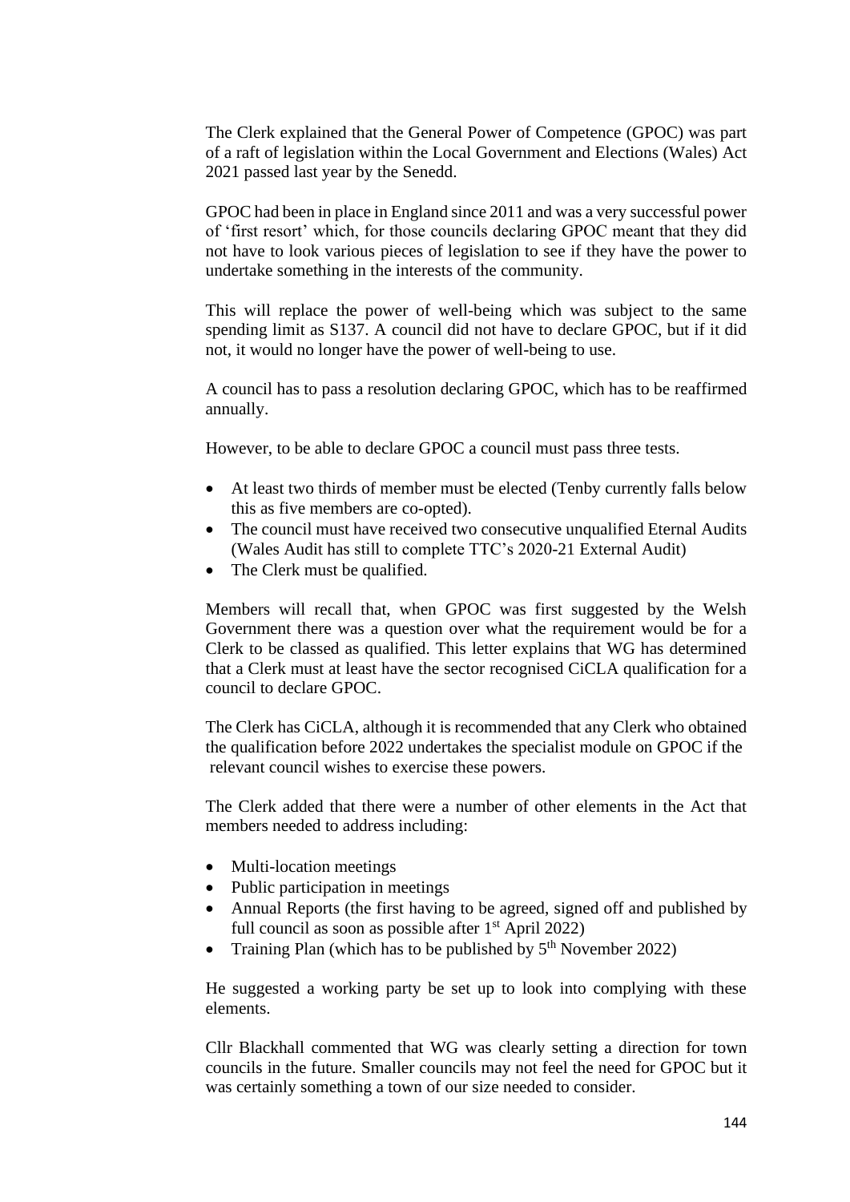The Clerk explained that the General Power of Competence (GPOC) was part of a raft of legislation within the Local Government and Elections (Wales) Act 2021 passed last year by the Senedd.

GPOC had been in place in England since 2011 and was a very successful power of 'first resort' which, for those councils declaring GPOC meant that they did not have to look various pieces of legislation to see if they have the power to undertake something in the interests of the community.

This will replace the power of well-being which was subject to the same spending limit as S137. A council did not have to declare GPOC, but if it did not, it would no longer have the power of well-being to use.

A council has to pass a resolution declaring GPOC, which has to be reaffirmed annually.

However, to be able to declare GPOC a council must pass three tests.

- At least two thirds of member must be elected (Tenby currently falls below this as five members are co-opted).
- The council must have received two consecutive unqualified Eternal Audits (Wales Audit has still to complete TTC's 2020-21 External Audit)
- The Clerk must be qualified.

Members will recall that, when GPOC was first suggested by the Welsh Government there was a question over what the requirement would be for a Clerk to be classed as qualified. This letter explains that WG has determined that a Clerk must at least have the sector recognised CiCLA qualification for a council to declare GPOC.

The Clerk has CiCLA, although it is recommended that any Clerk who obtained the qualification before 2022 undertakes the specialist module on GPOC if the relevant council wishes to exercise these powers.

The Clerk added that there were a number of other elements in the Act that members needed to address including:

- Multi-location meetings
- Public participation in meetings
- Annual Reports (the first having to be agreed, signed off and published by full council as soon as possible after 1st April 2022)
- Training Plan (which has to be published by 5th November 2022)

He suggested a working party be set up to look into complying with these elements.

Cllr Blackhall commented that WG was clearly setting a direction for town councils in the future. Smaller councils may not feel the need for GPOC but it was certainly something a town of our size needed to consider.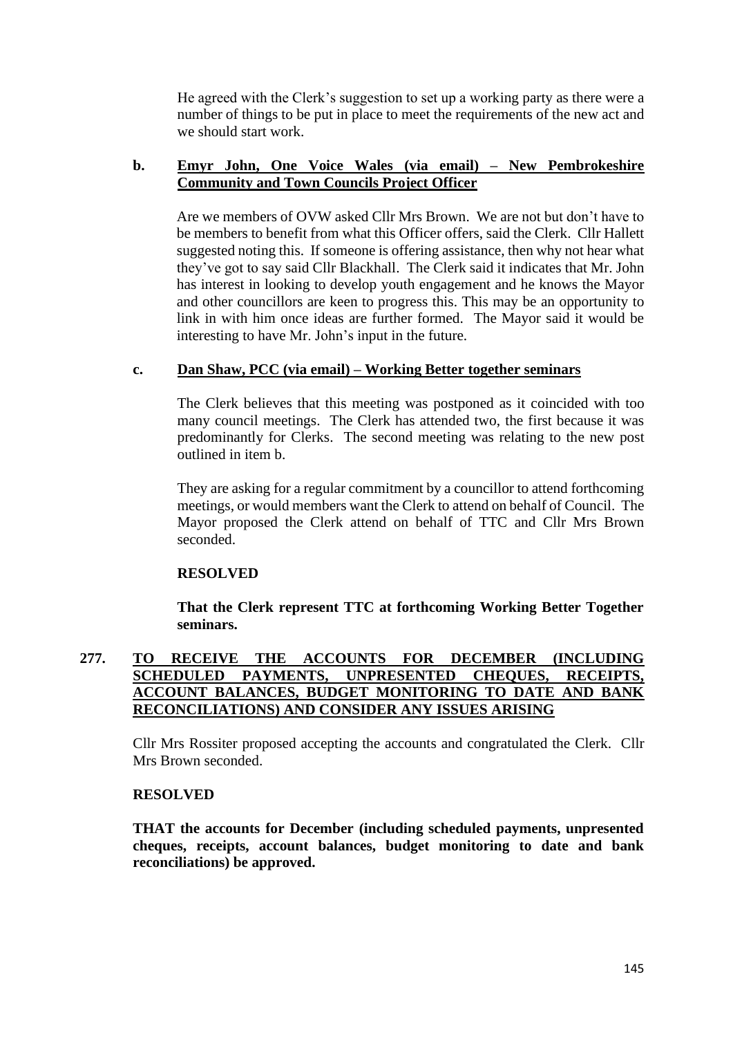He agreed with the Clerk's suggestion to set up a working party as there were a number of things to be put in place to meet the requirements of the new act and we should start work.

**b. <u>Emyr John, One Voice Wales (via email) – New Pembrokeshire Community and Town Councils Project Officer</u>**

Are we members of OVW asked Cllr Mrs Brown. We are not but don't have to be members to benefit from what this Officer offers, said the Clerk. Cllr Hallett suggested noting this. If someone is offering assistance, then why not hear what they've got to say said Cllr Blackhall. The Clerk said it indicates that Mr. John has interest in looking to develop youth engagement and he knows the Mayor and other councillors are keen to progress this. This may be an opportunity to link in with him once ideas are further formed. The Mayor said it would be interesting to have Mr. John's input in the future.

**c. <u>Dan Shaw, PCC (via email) – Working Better together seminars</u>**

The Clerk believes that this meeting was postponed as it coincided with too many council meetings. The Clerk has attended two, the first because it was predominantly for Clerks. The second meeting was relating to the new post outlined in item b.

They are asking for a regular commitment by a councillor to attend forthcoming meetings, or would members want the Clerk to attend on behalf of Council. The Mayor proposed the Clerk attend on behalf of TTC and Cllr Mrs Brown seconded.

**RESOLVED**

**That the Clerk represent TTC at forthcoming Working Better Together seminars.**

**277. <u>TO RECEIVE THE ACCOUNTS FOR DECEMBER (INCLUDING SCHEDULED PAYMENTS, UNPRESENTED CHEQUES, RECEIPTS, ACCOUNT BALANCES, BUDGET MONITORING TO DATE AND BANK RECONCILIATIONS) AND CONSIDER ANY ISSUES ARISING</u>**

Cllr Mrs Rossiter proposed accepting the accounts and congratulated the Clerk. Cllr Mrs Brown seconded.

**RESOLVED**

**THAT the accounts for December (including scheduled payments, unpresented cheques, receipts, account balances, budget monitoring to date and bank reconciliations) be approved.**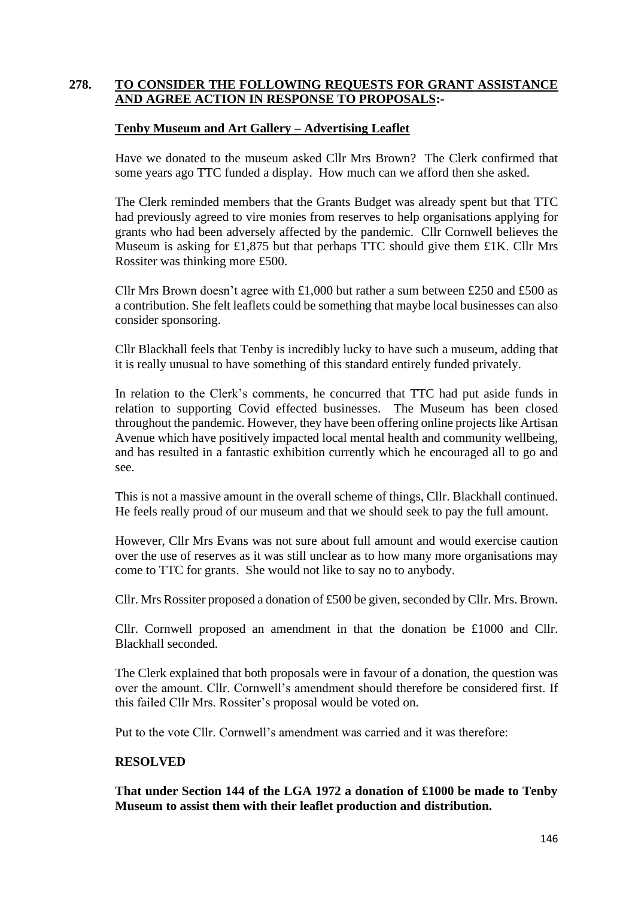**278. TO CONSIDER THE FOLLOWING REQUESTS FOR GRANT ASSISTANCE AND AGREE ACTION IN RESPONSE TO PROPOSALS:-**

**Tenby Museum and Art Gallery – Advertising Leaflet**

Have we donated to the museum asked Cllr Mrs Brown? The Clerk confirmed that some years ago TTC funded a display. How much can we afford then she asked.

The Clerk reminded members that the Grants Budget was already spent but that TTC had previously agreed to vire monies from reserves to help organisations applying for grants who had been adversely affected by the pandemic. Cllr Cornwell believes the Museum is asking for £1,875 but that perhaps TTC should give them £1K. Cllr Mrs Rossiter was thinking more £500.

Cllr Mrs Brown doesn't agree with £1,000 but rather a sum between £250 and £500 as a contribution. She felt leaflets could be something that maybe local businesses can also consider sponsoring.

Cllr Blackhall feels that Tenby is incredibly lucky to have such a museum, adding that it is really unusual to have something of this standard entirely funded privately.

In relation to the Clerk's comments, he concurred that TTC had put aside funds in relation to supporting Covid effected businesses. The Museum has been closed throughout the pandemic. However, they have been offering online projects like Artisan Avenue which have positively impacted local mental health and community wellbeing, and has resulted in a fantastic exhibition currently which he encouraged all to go and see.

This is not a massive amount in the overall scheme of things, Cllr. Blackhall continued. He feels really proud of our museum and that we should seek to pay the full amount.

However, Cllr Mrs Evans was not sure about full amount and would exercise caution over the use of reserves as it was still unclear as to how many more organisations may come to TTC for grants. She would not like to say no to anybody.

Cllr. Mrs Rossiter proposed a donation of £500 be given, seconded by Cllr. Mrs. Brown.

Cllr. Cornwell proposed an amendment in that the donation be £1000 and Cllr. Blackhall seconded.

The Clerk explained that both proposals were in favour of a donation, the question was over the amount. Cllr. Cornwell's amendment should therefore be considered first. If this failed Cllr Mrs. Rossiter's proposal would be voted on.

Put to the vote Cllr. Cornwell's amendment was carried and it was therefore:

**RESOLVED**

**That under Section 144 of the LGA 1972 a donation of £1000 be made to Tenby Museum to assist them with their leaflet production and distribution.**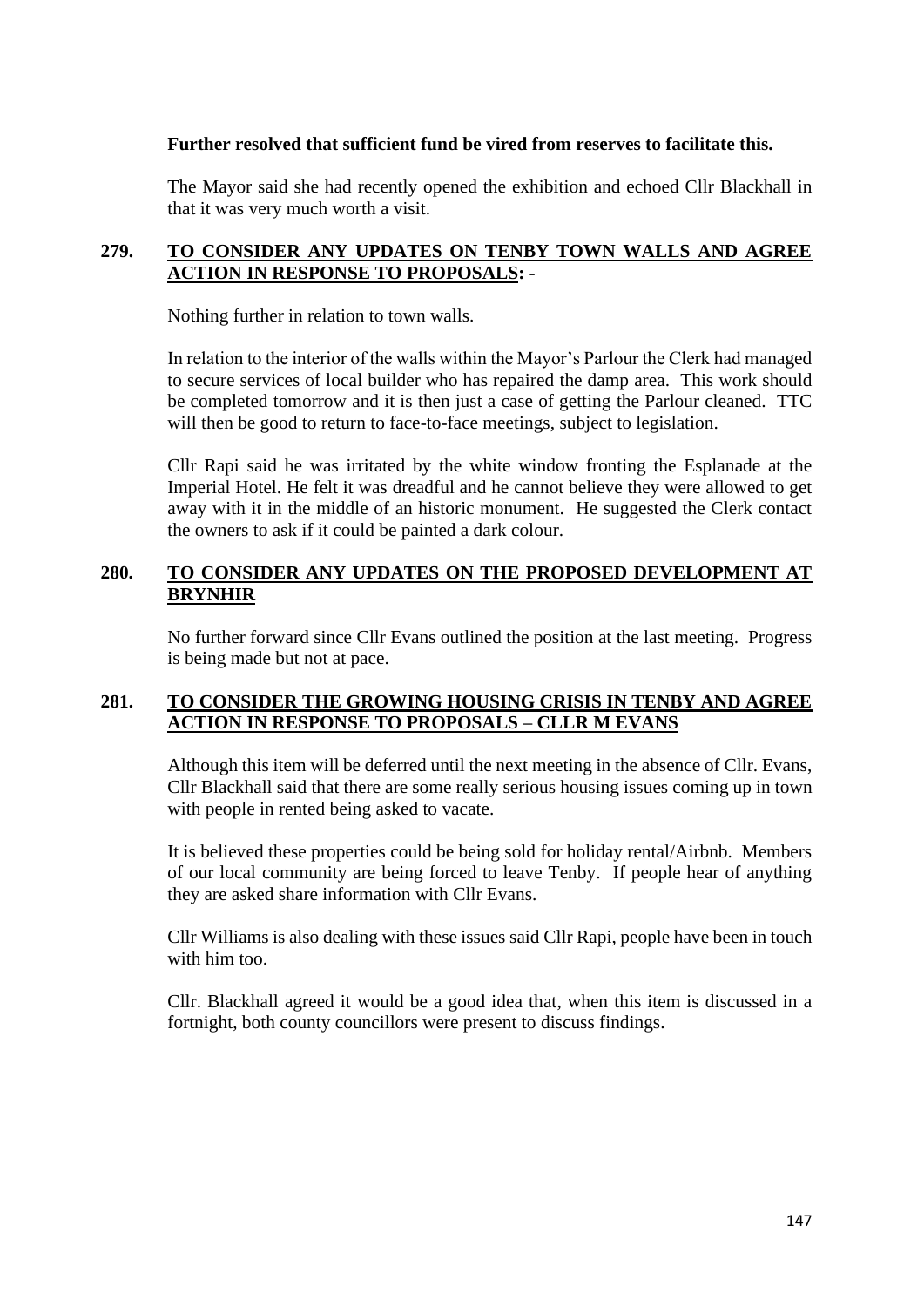**Further resolved that sufficient fund be vired from reserves to facilitate this.**

The Mayor said she had recently opened the exhibition and echoed Cllr Blackhall in that it was very much worth a visit.

**279. <u>TO CONSIDER ANY UPDATES ON TENBY TOWN WALLS AND AGREE ACTION IN RESPONSE TO PROPOSALS</u>: -**

Nothing further in relation to town walls.

In relation to the interior of the walls within the Mayor's Parlour the Clerk had managed to secure services of local builder who has repaired the damp area. This work should be completed tomorrow and it is then just a case of getting the Parlour cleaned. TTC will then be good to return to face-to-face meetings, subject to legislation.

Cllr Rapi said he was irritated by the white window fronting the Esplanade at the Imperial Hotel. He felt it was dreadful and he cannot believe they were allowed to get away with it in the middle of an historic monument. He suggested the Clerk contact the owners to ask if it could be painted a dark colour.

**280. <u>TO CONSIDER ANY UPDATES ON THE PROPOSED DEVELOPMENT AT BRYNHIR</u>**

No further forward since Cllr Evans outlined the position at the last meeting. Progress is being made but not at pace.

**281. <u>TO CONSIDER THE GROWING HOUSING CRISIS IN TENBY AND AGREE ACTION IN RESPONSE TO PROPOSALS – CLLR M EVANS</u>**

Although this item will be deferred until the next meeting in the absence of Cllr. Evans, Cllr Blackhall said that there are some really serious housing issues coming up in town with people in rented being asked to vacate.

It is believed these properties could be being sold for holiday rental/Airbnb. Members of our local community are being forced to leave Tenby. If people hear of anything they are asked share information with Cllr Evans.

Cllr Williams is also dealing with these issues said Cllr Rapi, people have been in touch with him too.

Cllr. Blackhall agreed it would be a good idea that, when this item is discussed in a fortnight, both county councillors were present to discuss findings.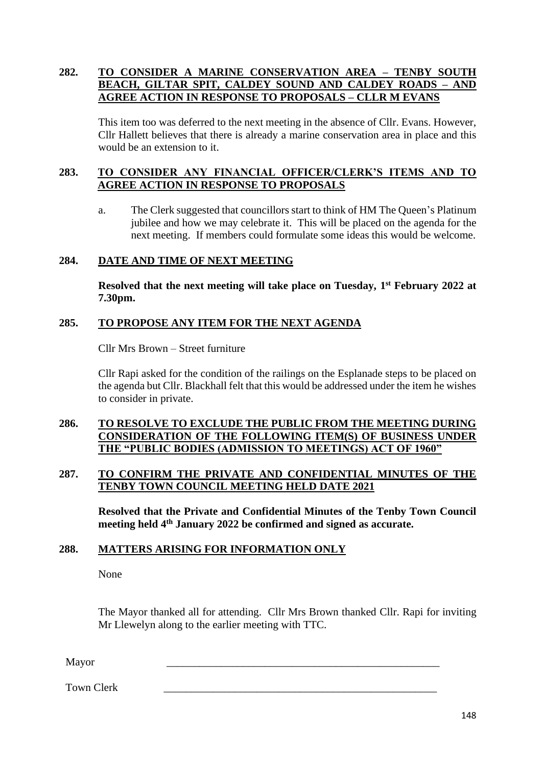**282. TO CONSIDER A MARINE CONSERVATION AREA – TENBY SOUTH BEACH, GILTAR SPIT, CALDEY SOUND AND CALDEY ROADS – AND AGREE ACTION IN RESPONSE TO PROPOSALS – CLLR M EVANS**

This item too was deferred to the next meeting in the absence of Cllr. Evans. However, Cllr Hallett believes that there is already a marine conservation area in place and this would be an extension to it.

**283. TO CONSIDER ANY FINANCIAL OFFICER/CLERK'S ITEMS AND TO AGREE ACTION IN RESPONSE TO PROPOSALS**

a. The Clerk suggested that councillors start to think of HM The Queen's Platinum jubilee and how we may celebrate it. This will be placed on the agenda for the next meeting. If members could formulate some ideas this would be welcome.

**284. DATE AND TIME OF NEXT MEETING**

**Resolved that the next meeting will take place on Tuesday, 1st February 2022 at 7.30pm.**

**285. TO PROPOSE ANY ITEM FOR THE NEXT AGENDA**

Cllr Mrs Brown – Street furniture

Cllr Rapi asked for the condition of the railings on the Esplanade steps to be placed on the agenda but Cllr. Blackhall felt that this would be addressed under the item he wishes to consider in private.

**286. TO RESOLVE TO EXCLUDE THE PUBLIC FROM THE MEETING DURING CONSIDERATION OF THE FOLLOWING ITEM(S) OF BUSINESS UNDER THE "PUBLIC BODIES (ADMISSION TO MEETINGS) ACT OF 1960"**

**287. TO CONFIRM THE PRIVATE AND CONFIDENTIAL MINUTES OF THE TENBY TOWN COUNCIL MEETING HELD DATE 2021**

**Resolved that the Private and Confidential Minutes of the Tenby Town Council meeting held 4th January 2022 be confirmed and signed as accurate.**

**288. MATTERS ARISING FOR INFORMATION ONLY**

None

The Mayor thanked all for attending. Cllr Mrs Brown thanked Cllr. Rapi for inviting Mr Llewelyn along to the earlier meeting with TTC.

Mayor \_\_\_\_\_\_\_\_\_\_\_\_\_\_\_\_\_\_\_\_\_\_\_\_\_\_\_\_\_\_\_\_\_\_\_\_\_\_\_\_\_\_\_\_\_\_\_\_\_\_

Town Clerk \_\_\_\_\_\_\_\_\_\_\_\_\_\_\_\_\_\_\_\_\_\_\_\_\_\_\_\_\_\_\_\_\_\_\_\_\_\_\_\_\_\_\_\_\_\_\_\_\_\_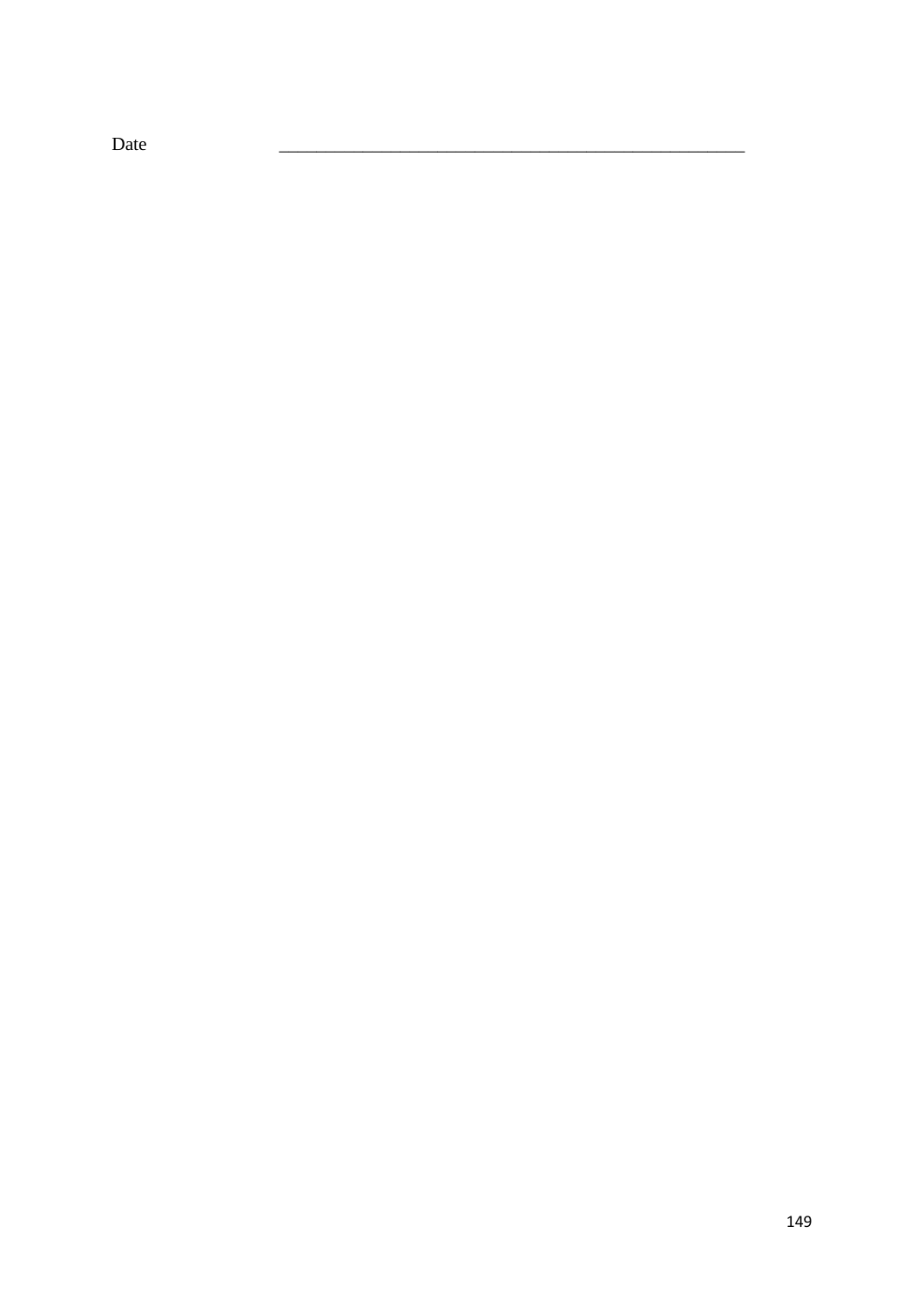Date \_\_\_\_\_\_\_\_\_\_\_\_\_\_\_\_\_\_\_\_\_\_\_\_\_\_\_\_\_\_\_\_\_\_\_\_\_\_\_\_\_\_\_\_\_\_\_\_\_\_\_\_